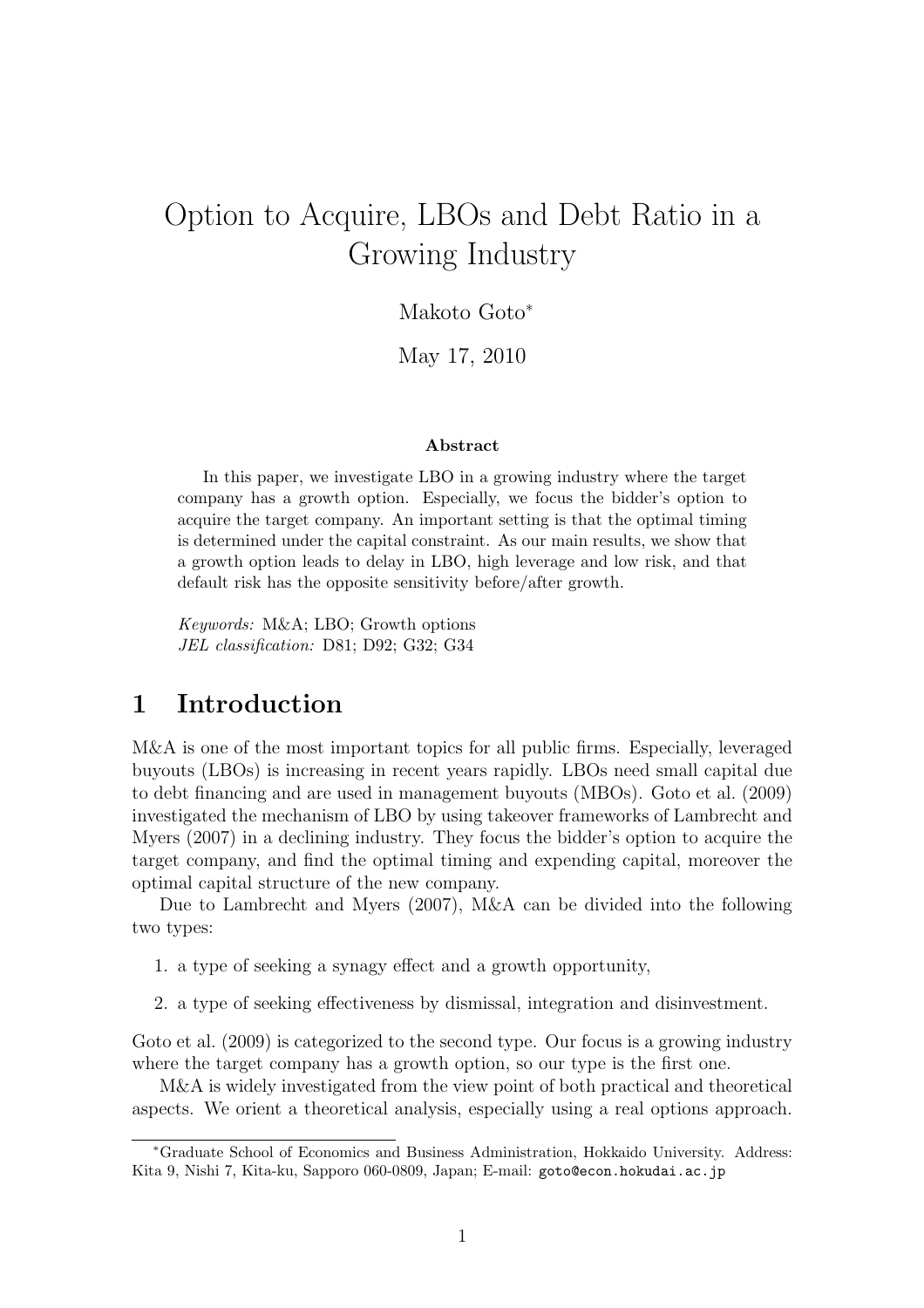# Option to Acquire, LBOs and Debt Ratio in a Growing Industry

Makoto Goto*

May 17, 2010

**Abstract**

In this paper, we investigate LBO in a growing industry where the target company has a growth option. Especially, we focus the bidder's option to acquire the target company. An important setting is that the optimal timing is determined under the capital constraint. As our main results, we show that a growth option leads to delay in LBO, high leverage and low risk, and that default risk has the opposite sensitivity before/after growth.

*Keywords:* M&A; LBO; Growth options
*JEL classification:* D81; D92; G32; G34

## 1 Introduction

M&A is one of the most important topics for all public firms. Especially, leveraged buyouts (LBOs) is increasing in recent years rapidly. LBOs need small capital due to debt financing and are used in management buyouts (MBOs). Goto et al. (2009) investigated the mechanism of LBO by using takeover frameworks of Lambrecht and Myers (2007) in a declining industry. They focus the bidder's option to acquire the target company, and find the optimal timing and expending capital, moreover the optimal capital structure of the new company.

Due to Lambrecht and Myers (2007), M&A can be divided into the following two types:

1. a type of seeking a synagy effect and a growth opportunity,
2. a type of seeking effectiveness by dismissal, integration and disinvestment.

Goto et al. (2009) is categorized to the second type. Our focus is a growing industry where the target company has a growth option, so our type is the first one.

M&A is widely investigated from the view point of both practical and theoretical aspects. We orient a theoretical analysis, especially using a real options approach.

---

*Graduate School of Economics and Business Administration, Hokkaido University. Address: Kita 9, Nishi 7, Kita-ku, Sapporo 060-0809, Japan; E-mail: goto@econ.hokudai.ac.jp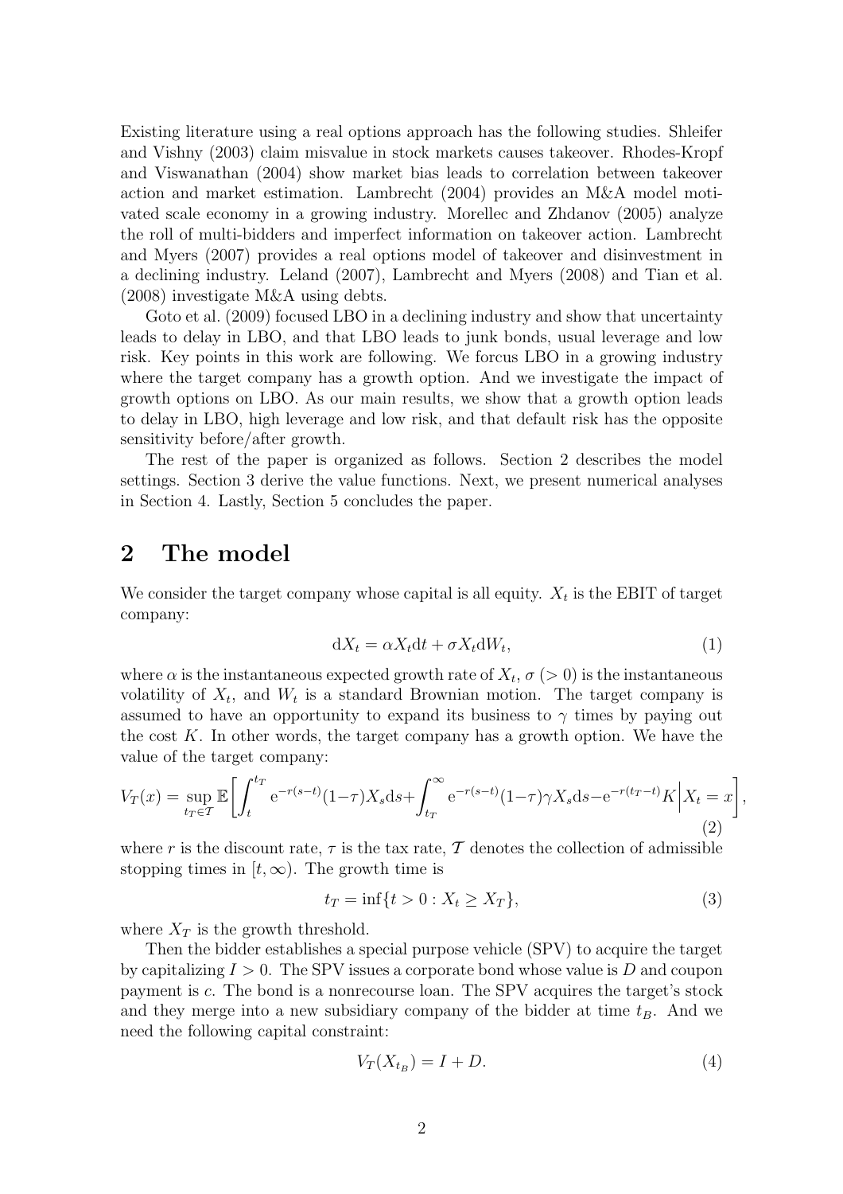Existing literature using a real options approach has the following studies. Shleifer and Vishny (2003) claim misvalue in stock markets causes takeover. Rhodes-Kropf and Viswanathan (2004) show market bias leads to correlation between takeover action and market estimation. Lambrecht (2004) provides an M&A model motivated scale economy in a growing industry. Morellec and Zhdanov (2005) analyze the roll of multi-bidders and imperfect information on takeover action. Lambrecht and Myers (2007) provides a real options model of takeover and disinvestment in a declining industry. Leland (2007), Lambrecht and Myers (2008) and Tian et al. (2008) investigate M&A using debts.

Goto et al. (2009) focused LBO in a declining industry and show that uncertainty leads to delay in LBO, and that LBO leads to junk bonds, usual leverage and low risk. Key points in this work are following. We forcus LBO in a growing industry where the target company has a growth option. And we investigate the impact of growth options on LBO. As our main results, we show that a growth option leads to delay in LBO, high leverage and low risk, and that default risk has the opposite sensitivity before/after growth.

The rest of the paper is organized as follows. Section 2 describes the model settings. Section 3 derive the value functions. Next, we present numerical analyses in Section 4. Lastly, Section 5 concludes the paper.

## 2 The model

We consider the target company whose capital is all equity. $X_t$ is the EBIT of target company:

$$\mathrm{d}X_t = \alpha X_t \mathrm{d}t + \sigma X_t \mathrm{d}W_t, \tag{1}$$

where $\alpha$ is the instantaneous expected growth rate of $X_t$, $\sigma$ ($> 0$) is the instantaneous volatility of $X_t$, and $W_t$ is a standard Brownian motion. The target company is assumed to have an opportunity to expand its business to $\gamma$ times by paying out the cost $K$. In other words, the target company has a growth option. We have the value of the target company:

$$V_T(x) = \sup_{t_T \in \mathcal{T}} \mathbb{E}\left[\int_t^{t_T} \mathrm{e}^{-r(s-t)}(1-\tau)X_s \mathrm{d}s + \int_{t_T}^{\infty} \mathrm{e}^{-r(s-t)}(1-\tau)\gamma X_s \mathrm{d}s - \mathrm{e}^{-r(t_T-t)}K \,\Big|\, X_t = x\right], \tag{2}$$

where $r$ is the discount rate, $\tau$ is the tax rate, $\mathcal{T}$ denotes the collection of admissible stopping times in $[t, \infty)$. The growth time is

$$t_T = \inf\{t > 0 : X_t \geq X_T\}, \tag{3}$$

where $X_T$ is the growth threshold.

Then the bidder establishes a special purpose vehicle (SPV) to acquire the target by capitalizing $I > 0$. The SPV issues a corporate bond whose value is $D$ and coupon payment is $c$. The bond is a nonrecourse loan. The SPV acquires the target's stock and they merge into a new subsidiary company of the bidder at time $t_B$. And we need the following capital constraint:

$$V_T(X_{t_B}) = I + D. \tag{4}$$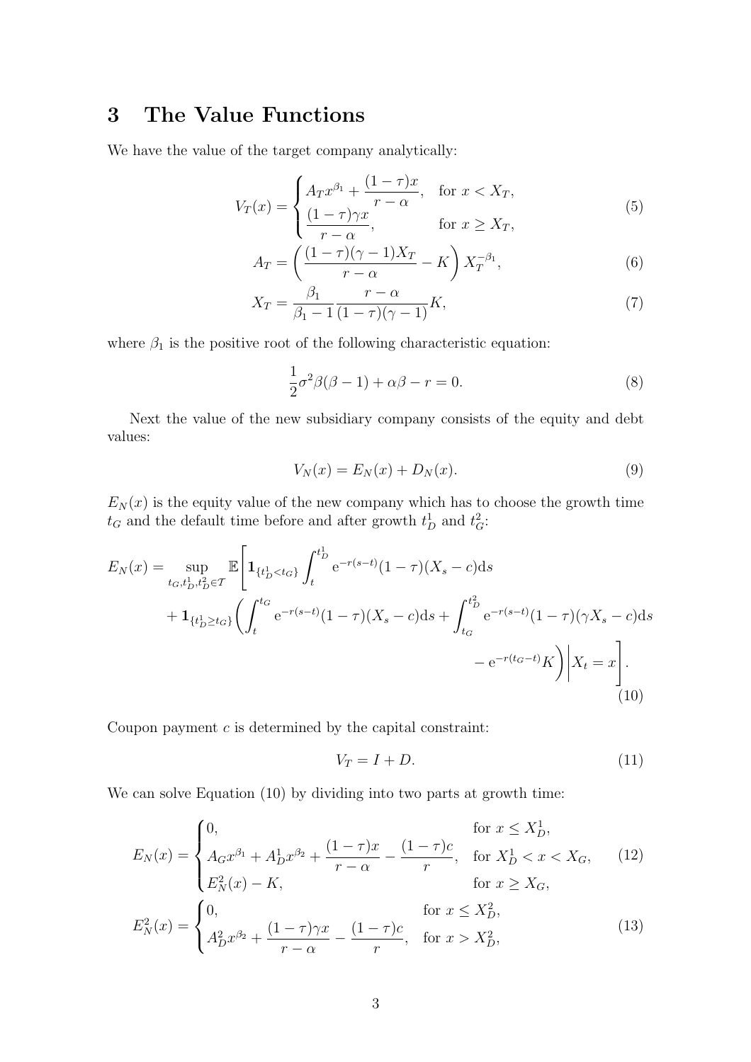## 3 The Value Functions

We have the value of the target company analytically:

$$V_T(x) = \begin{cases} A_T x^{\beta_1} + \dfrac{(1-\tau)x}{r-\alpha}, & \text{for } x < X_T, \\ \dfrac{(1-\tau)\gamma x}{r-\alpha}, & \text{for } x \geq X_T, \end{cases} \tag{5}$$

$$A_T = \left( \frac{(1-\tau)(\gamma-1)X_T}{r-\alpha} - K \right) X_T^{-\beta_1}, \tag{6}$$

$$X_T = \frac{\beta_1}{\beta_1 - 1} \frac{r-\alpha}{(1-\tau)(\gamma-1)} K, \tag{7}$$

where $\beta_1$ is the positive root of the following characteristic equation:

$$\frac{1}{2}\sigma^2 \beta(\beta-1) + \alpha\beta - r = 0. \tag{8}$$

Next the value of the new subsidiary company consists of the equity and debt values:

$$V_N(x) = E_N(x) + D_N(x). \tag{9}$$

$E_N(x)$ is the equity value of the new company which has to choose the growth time $t_G$ and the default time before and after growth $t_D^1$ and $t_G^2$:

$$\begin{aligned} E_N(x) = \sup_{t_G, t_D^1, t_D^2 \in \mathcal{T}} \mathbb{E}\Bigg[ & \mathbf{1}_{\{t_D^1 < t_G\}} \int_t^{t_D^1} \mathrm{e}^{-r(s-t)}(1-\tau)(X_s - c)\mathrm{d}s \\ & + \mathbf{1}_{\{t_D^1 \geq t_G\}} \bigg( \int_t^{t_G} \mathrm{e}^{-r(s-t)}(1-\tau)(X_s - c)\mathrm{d}s + \int_{t_G}^{t_D^2} \mathrm{e}^{-r(s-t)}(1-\tau)(\gamma X_s - c)\mathrm{d}s \\ & \qquad - \mathrm{e}^{-r(t_G - t)} K \bigg) \bigg| X_t = x \Bigg]. \end{aligned} \tag{10}$$

Coupon payment $c$ is determined by the capital constraint:

$$V_T = I + D. \tag{11}$$

We can solve Equation (10) by dividing into two parts at growth time:

$$E_N(x) = \begin{cases} 0, & \text{for } x \leq X_D^1, \\ A_G x^{\beta_1} + A_D^1 x^{\beta_2} + \dfrac{(1-\tau)x}{r-\alpha} - \dfrac{(1-\tau)c}{r}, & \text{for } X_D^1 < x < X_G, \\ E_N^2(x) - K, & \text{for } x \geq X_G, \end{cases} \tag{12}$$

$$E_N^2(x) = \begin{cases} 0, & \text{for } x \leq X_D^2, \\ A_D^2 x^{\beta_2} + \dfrac{(1-\tau)\gamma x}{r-\alpha} - \dfrac{(1-\tau)c}{r}, & \text{for } x > X_D^2, \end{cases} \tag{13}$$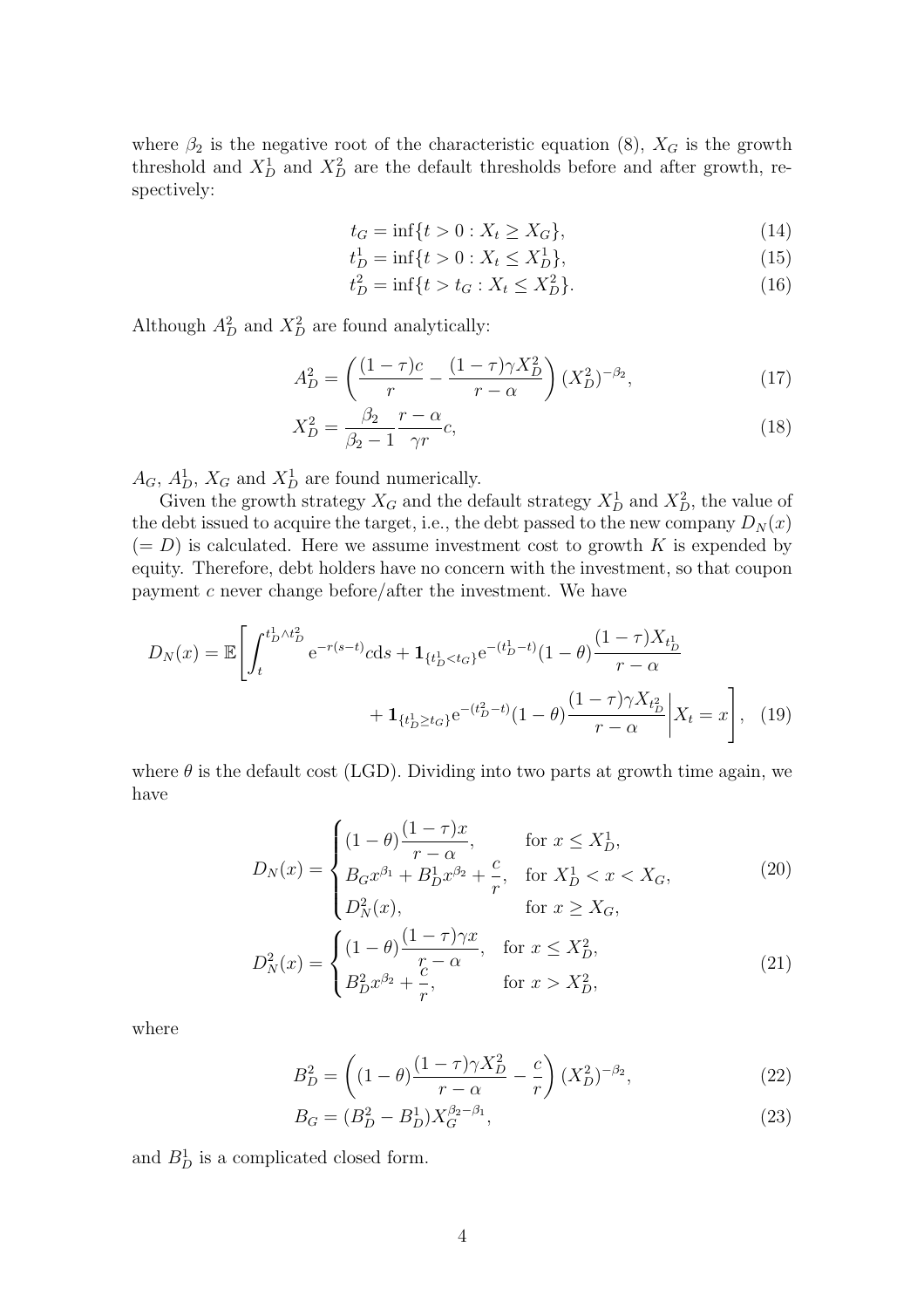where $\beta_2$ is the negative root of the characteristic equation (8), $X_G$ is the growth threshold and $X_D^1$ and $X_D^2$ are the default thresholds before and after growth, respectively:

$$
t_G = \inf\{t > 0 : X_t \geq X_G\}, \tag{14}
$$

$$
t_D^1 = \inf\{t > 0 : X_t \leq X_D^1\}, \tag{15}
$$

$$
t_D^2 = \inf\{t > t_G : X_t \leq X_D^2\}. \tag{16}
$$

Although $A_D^2$ and $X_D^2$ are found analytically:

$$
A_D^2 = \left( \frac{(1-\tau)c}{r} - \frac{(1-\tau)\gamma X_D^2}{r-\alpha} \right) (X_D^2)^{-\beta_2}, \tag{17}
$$

$$
X_D^2 = \frac{\beta_2}{\beta_2 - 1} \frac{r-\alpha}{\gamma r} c, \tag{18}
$$

$A_G$, $A_D^1$, $X_G$ and $X_D^1$ are found numerically.

Given the growth strategy $X_G$ and the default strategy $X_D^1$ and $X_D^2$, the value of the debt issued to acquire the target, i.e., the debt passed to the new company $D_N(x)$ ($= D$) is calculated. Here we assume investment cost to growth $K$ is expended by equity. Therefore, debt holders have no concern with the investment, so that coupon payment $c$ never change before/after the investment. We have

$$
D_N(x) = \mathbb{E}\Bigg[ \int_t^{t_D^1 \wedge t_D^2} \mathrm{e}^{-r(s-t)} c \mathrm{d}s + \mathbf{1}_{\{t_D^1 < t_G\}} \mathrm{e}^{-(t_D^1 - t)} (1-\theta) \frac{(1-\tau) X_{t_D^1}}{r-\alpha} + \mathbf{1}_{\{t_D^1 \geq t_G\}} \mathrm{e}^{-(t_D^2 - t)} (1-\theta) \frac{(1-\tau)\gamma X_{t_D^2}}{r-\alpha} \Bigg| X_t = x \Bigg], \tag{19}
$$

where $\theta$ is the default cost (LGD). Dividing into two parts at growth time again, we have

$$
D_N(x) = \begin{cases} (1-\theta) \dfrac{(1-\tau)x}{r-\alpha}, & \text{for } x \leq X_D^1, \\ B_G x^{\beta_1} + B_D^1 x^{\beta_2} + \dfrac{c}{r}, & \text{for } X_D^1 < x < X_G, \\ D_N^2(x), & \text{for } x \geq X_G, \end{cases} \tag{20}
$$

$$
D_N^2(x) = \begin{cases} (1-\theta) \dfrac{(1-\tau)\gamma x}{r-\alpha}, & \text{for } x \leq X_D^2, \\ B_D^2 x^{\beta_2} + \dfrac{c}{r}, & \text{for } x > X_D^2, \end{cases} \tag{21}
$$

where

$$
B_D^2 = \left( (1-\theta) \frac{(1-\tau)\gamma X_D^2}{r-\alpha} - \frac{c}{r} \right) (X_D^2)^{-\beta_2}, \tag{22}
$$

$$
B_G = (B_D^2 - B_D^1) X_G^{\beta_2 - \beta_1}, \tag{23}
$$

and $B_D^1$ is a complicated closed form.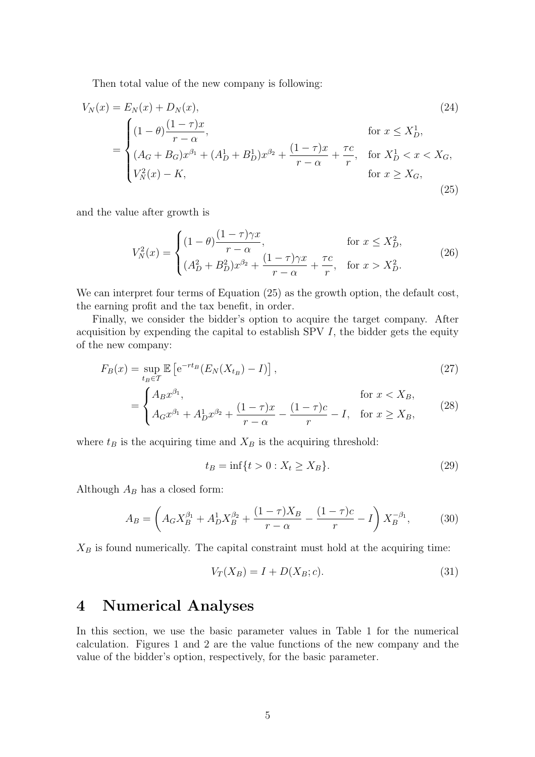Then total value of the new company is following:

$$
\begin{aligned}
V_N(x) &= E_N(x) + D_N(x), && (24) \\
&= \begin{cases} (1-\theta)\dfrac{(1-\tau)x}{r-\alpha}, & \text{for } x \le X_D^1, \\ (A_G + B_G)x^{\beta_1} + (A_D^1 + B_D^1)x^{\beta_2} + \dfrac{(1-\tau)x}{r-\alpha} + \dfrac{\tau c}{r}, & \text{for } X_D^1 < x < X_G, \\ V_N^2(x) - K, & \text{for } x \ge X_G, \end{cases} && (25)
\end{aligned}
$$

and the value after growth is

$$
V_N^2(x) = \begin{cases} (1-\theta)\dfrac{(1-\tau)\gamma x}{r-\alpha}, & \text{for } x \le X_D^2, \\ (A_D^2 + B_D^2)x^{\beta_2} + \dfrac{(1-\tau)\gamma x}{r-\alpha} + \dfrac{\tau c}{r}, & \text{for } x > X_D^2. \end{cases} \tag{26}
$$

We can interpret four terms of Equation (25) as the growth option, the default cost, the earning profit and the tax benefit, in order.

Finally, we consider the bidder's option to acquire the target company. After acquisition by expending the capital to establish SPV $I$, the bidder gets the equity of the new company:

$$
\begin{aligned}
F_B(x) &= \sup_{t_B \in \mathcal{T}} \mathbb{E}\left[ \mathrm{e}^{-rt_B}(E_N(X_{t_B}) - I) \right], && (27) \\
&= \begin{cases} A_B x^{\beta_1}, & \text{for } x < X_B, \\ A_G x^{\beta_1} + A_D^1 x^{\beta_2} + \dfrac{(1-\tau)x}{r-\alpha} - \dfrac{(1-\tau)c}{r} - I, & \text{for } x \ge X_B, \end{cases} && (28)
\end{aligned}
$$

where $t_B$ is the acquiring time and $X_B$ is the acquiring threshold:

$$
t_B = \inf\{t > 0 : X_t \ge X_B\}. \tag{29}
$$

Although $A_B$ has a closed form:

$$
A_B = \left( A_G X_B^{\beta_1} + A_D^1 X_B^{\beta_2} + \frac{(1-\tau)X_B}{r-\alpha} - \frac{(1-\tau)c}{r} - I \right) X_B^{-\beta_1}, \tag{30}
$$

$X_B$ is found numerically. The capital constraint must hold at the acquiring time:

$$
V_T(X_B) = I + D(X_B; c). \tag{31}
$$

# 4 Numerical Analyses

In this section, we use the basic parameter values in Table 1 for the numerical calculation. Figures 1 and 2 are the value functions of the new company and the value of the bidder's option, respectively, for the basic parameter.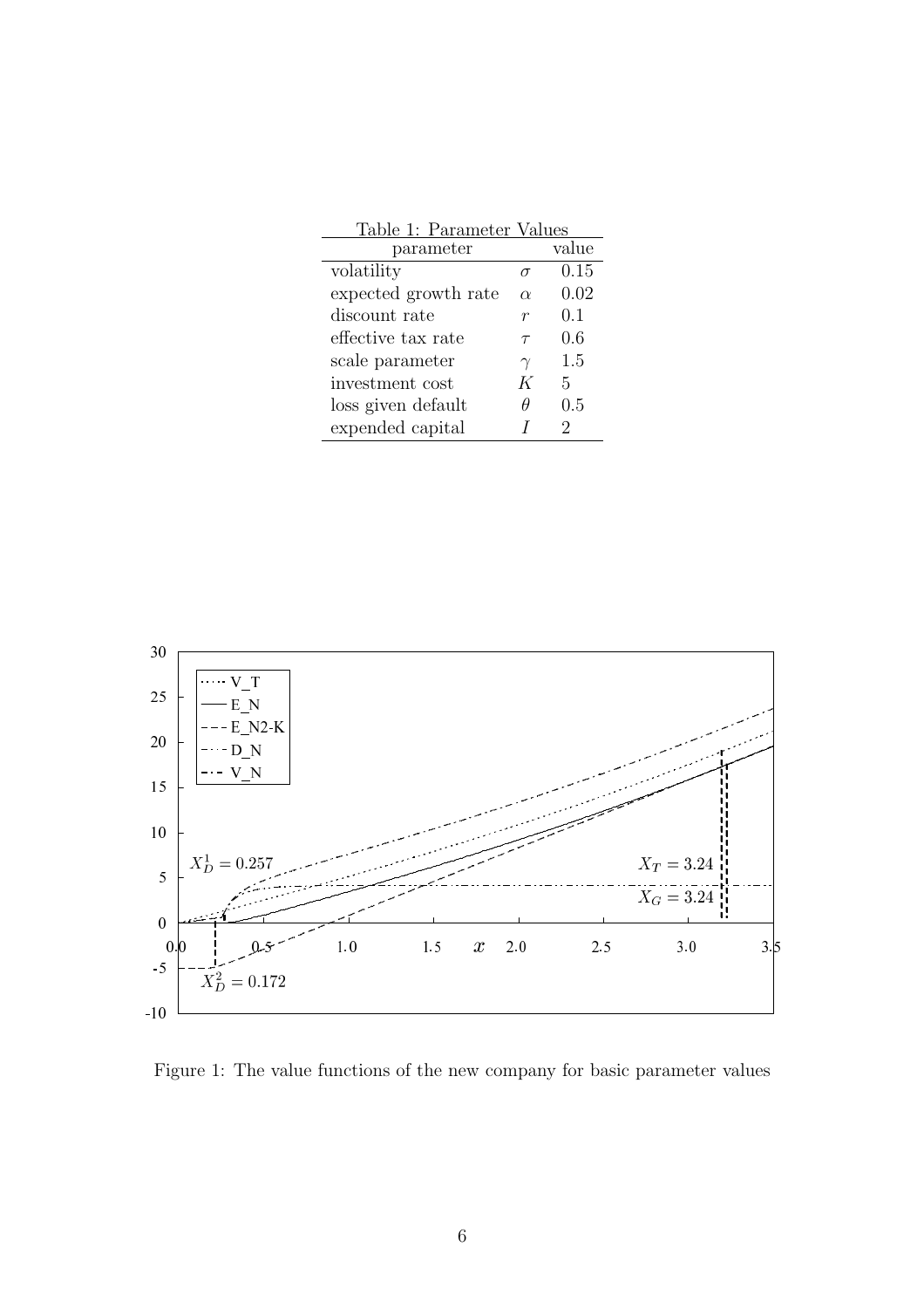Table 1: Parameter Values

| parameter | | value |
|---|---|---|
| volatility | $\sigma$ | 0.15 |
| expected growth rate | $\alpha$ | 0.02 |
| discount rate | $r$ | 0.1 |
| effective tax rate | $\tau$ | 0.6 |
| scale parameter | $\gamma$ | 1.5 |
| investment cost | $K$ | 5 |
| loss given default | $\theta$ | 0.5 |
| expended capital | $I$ | 2 |

Figure 1: The value functions of the new company for basic parameter values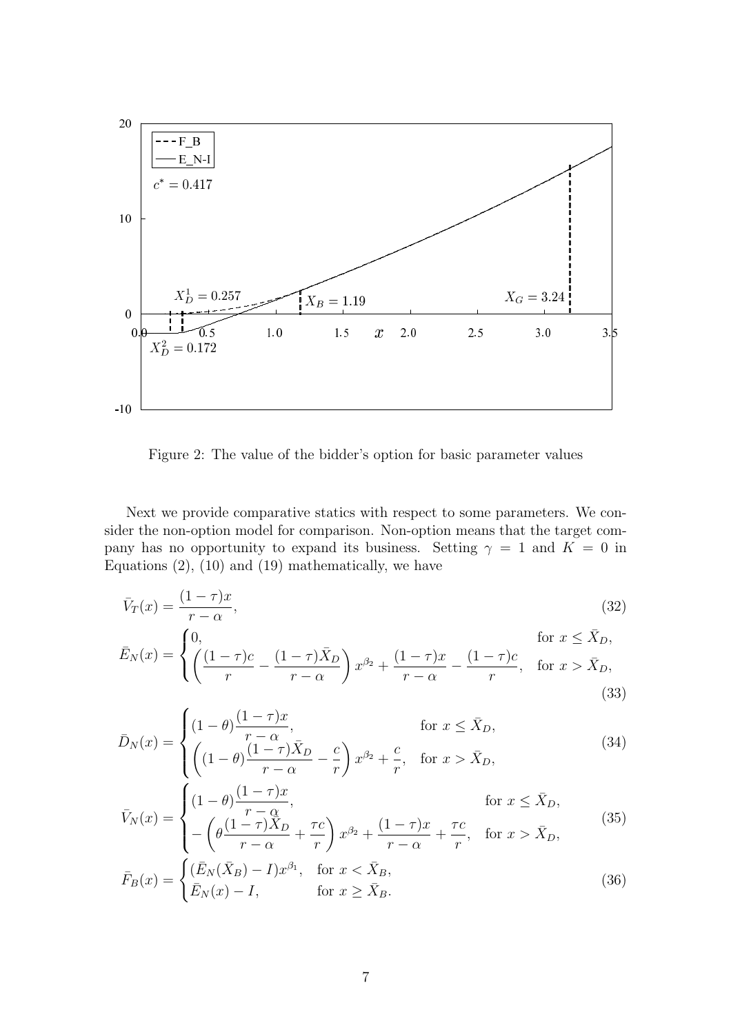Figure 2: The value of the bidder's option for basic parameter values

Next we provide comparative statics with respect to some parameters. We consider the non-option model for comparison. Non-option means that the target company has no opportunity to expand its business. Setting $\gamma = 1$ and $K = 0$ in Equations (2), (10) and (19) mathematically, we have

$$\bar{V}_T(x) = \frac{(1-\tau)x}{r-\alpha}, \tag{32}$$

$$\bar{E}_N(x) = \begin{cases} 0, & \text{for } x \leq \bar{X}_D, \\ \left( \dfrac{(1-\tau)c}{r} - \dfrac{(1-\tau)\bar{X}_D}{r-\alpha} \right) x^{\beta_2} + \dfrac{(1-\tau)x}{r-\alpha} - \dfrac{(1-\tau)c}{r}, & \text{for } x > \bar{X}_D, \end{cases} \tag{33}$$

$$\bar{D}_N(x) = \begin{cases} (1-\theta)\dfrac{(1-\tau)x}{r-\alpha}, & \text{for } x \leq \bar{X}_D, \\ \left( (1-\theta)\dfrac{(1-\tau)\bar{X}_D}{r-\alpha} - \dfrac{c}{r} \right) x^{\beta_2} + \dfrac{c}{r}, & \text{for } x > \bar{X}_D, \end{cases} \tag{34}$$

$$\bar{V}_N(x) = \begin{cases} (1-\theta)\dfrac{(1-\tau)x}{r-\alpha}, & \text{for } x \leq \bar{X}_D, \\ -\left( \theta\dfrac{(1-\tau)\bar{X}_D}{r-\alpha} + \dfrac{\tau c}{r} \right) x^{\beta_2} + \dfrac{(1-\tau)x}{r-\alpha} + \dfrac{\tau c}{r}, & \text{for } x > \bar{X}_D, \end{cases} \tag{35}$$

$$\bar{F}_B(x) = \begin{cases} (\bar{E}_N(\bar{X}_B) - I)x^{\beta_1}, & \text{for } x < \bar{X}_B, \\ \bar{E}_N(x) - I, & \text{for } x \geq \bar{X}_B. \end{cases} \tag{36}$$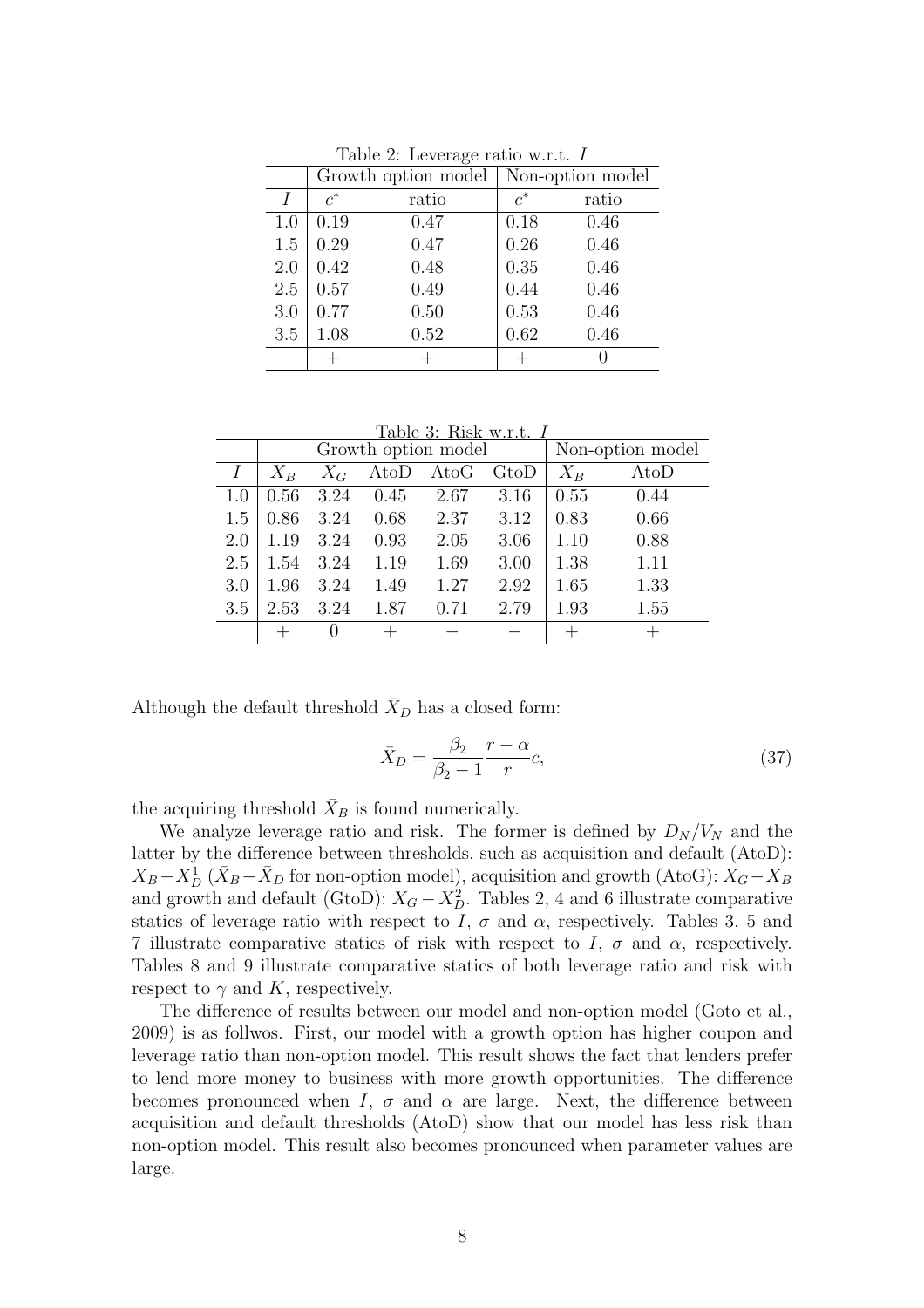Table 2: Leverage ratio w.r.t. $I$

| | Growth option model | | Non-option model | |
|---|---|---|---|---|
| $I$ | $c^*$ | ratio | $c^*$ | ratio |
| 1.0 | 0.19 | 0.47 | 0.18 | 0.46 |
| 1.5 | 0.29 | 0.47 | 0.26 | 0.46 |
| 2.0 | 0.42 | 0.48 | 0.35 | 0.46 |
| 2.5 | 0.57 | 0.49 | 0.44 | 0.46 |
| 3.0 | 0.77 | 0.50 | 0.53 | 0.46 |
| 3.5 | 1.08 | 0.52 | 0.62 | 0.46 |
| | + | + | + | 0 |

Table 3: Risk w.r.t. $I$

| | Growth option model | | | | | Non-option model | |
|---|---|---|---|---|---|---|---|
| $I$ | $X_B$ | $X_G$ | AtoD | AtoG | GtoD | $X_B$ | AtoD |
| 1.0 | 0.56 | 3.24 | 0.45 | 2.67 | 3.16 | 0.55 | 0.44 |
| 1.5 | 0.86 | 3.24 | 0.68 | 2.37 | 3.12 | 0.83 | 0.66 |
| 2.0 | 1.19 | 3.24 | 0.93 | 2.05 | 3.06 | 1.10 | 0.88 |
| 2.5 | 1.54 | 3.24 | 1.19 | 1.69 | 3.00 | 1.38 | 1.11 |
| 3.0 | 1.96 | 3.24 | 1.49 | 1.27 | 2.92 | 1.65 | 1.33 |
| 3.5 | 2.53 | 3.24 | 1.87 | 0.71 | 2.79 | 1.93 | 1.55 |
| | + | 0 | + | − | − | + | + |

Although the default threshold $\bar{X}_D$ has a closed form:

$$\bar{X}_D = \frac{\beta_2}{\beta_2 - 1}\frac{r-\alpha}{r}c, \tag{37}$$

the acquiring threshold $\bar{X}_B$ is found numerically.

We analyze leverage ratio and risk. The former is defined by $D_N/V_N$ and the latter by the difference between thresholds, such as acquisition and default (AtoD): $X_B - X_D^1$ ($\bar{X}_B - \bar{X}_D$ for non-option model), acquisition and growth (AtoG): $X_G - X_B$ and growth and default (GtoD): $X_G - X_D^2$. Tables 2, 4 and 6 illustrate comparative statics of leverage ratio with respect to $I$, $\sigma$ and $\alpha$, respectively. Tables 3, 5 and 7 illustrate comparative statics of risk with respect to $I$, $\sigma$ and $\alpha$, respectively. Tables 8 and 9 illustrate comparative statics of both leverage ratio and risk with respect to $\gamma$ and $K$, respectively.

The difference of results between our model and non-option model (Goto et al., 2009) is as follwos. First, our model with a growth option has higher coupon and leverage ratio than non-option model. This result shows the fact that lenders prefer to lend more money to business with more growth opportunities. The difference becomes pronounced when $I$, $\sigma$ and $\alpha$ are large. Next, the difference between acquisition and default thresholds (AtoD) show that our model has less risk than non-option model. This result also becomes pronounced when parameter values are large.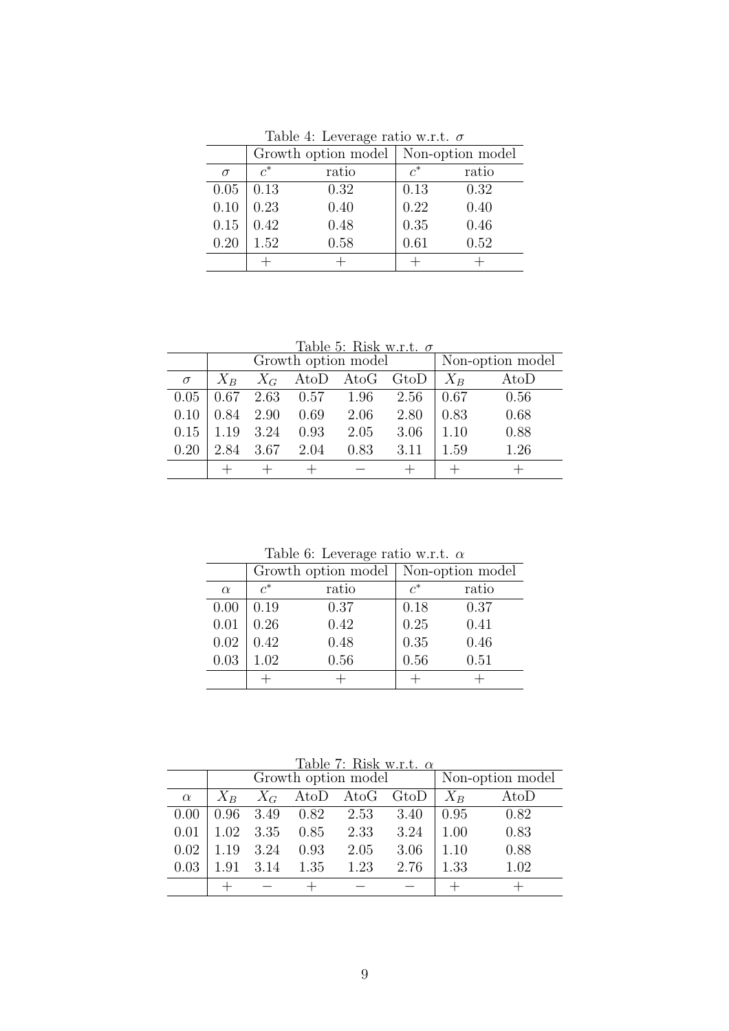Table 4: Leverage ratio w.r.t. $\sigma$

| | Growth option model | | Non-option model | |
|---|---|---|---|---|
| $\sigma$ | $c^*$ | ratio | $c^*$ | ratio |
| 0.05 | 0.13 | 0.32 | 0.13 | 0.32 |
| 0.10 | 0.23 | 0.40 | 0.22 | 0.40 |
| 0.15 | 0.42 | 0.48 | 0.35 | 0.46 |
| 0.20 | 1.52 | 0.58 | 0.61 | 0.52 |
| | + | + | + | + |

Table 5: Risk w.r.t. $\sigma$

| | Growth option model | | | | | Non-option model | |
|---|---|---|---|---|---|---|---|
| $\sigma$ | $X_B$ | $X_G$ | AtoD | AtoG | GtoD | $X_B$ | AtoD |
| 0.05 | 0.67 | 2.63 | 0.57 | 1.96 | 2.56 | 0.67 | 0.56 |
| 0.10 | 0.84 | 2.90 | 0.69 | 2.06 | 2.80 | 0.83 | 0.68 |
| 0.15 | 1.19 | 3.24 | 0.93 | 2.05 | 3.06 | 1.10 | 0.88 |
| 0.20 | 2.84 | 3.67 | 2.04 | 0.83 | 3.11 | 1.59 | 1.26 |
| | + | + | + | − | + | + | + |

Table 6: Leverage ratio w.r.t. $\alpha$

| | Growth option model | | Non-option model | |
|---|---|---|---|---|
| $\alpha$ | $c^*$ | ratio | $c^*$ | ratio |
| 0.00 | 0.19 | 0.37 | 0.18 | 0.37 |
| 0.01 | 0.26 | 0.42 | 0.25 | 0.41 |
| 0.02 | 0.42 | 0.48 | 0.35 | 0.46 |
| 0.03 | 1.02 | 0.56 | 0.56 | 0.51 |
| | + | + | + | + |

Table 7: Risk w.r.t. $\alpha$

| | Growth option model | | | | | Non-option model | |
|---|---|---|---|---|---|---|---|
| $\alpha$ | $X_B$ | $X_G$ | AtoD | AtoG | GtoD | $X_B$ | AtoD |
| 0.00 | 0.96 | 3.49 | 0.82 | 2.53 | 3.40 | 0.95 | 0.82 |
| 0.01 | 1.02 | 3.35 | 0.85 | 2.33 | 3.24 | 1.00 | 0.83 |
| 0.02 | 1.19 | 3.24 | 0.93 | 2.05 | 3.06 | 1.10 | 0.88 |
| 0.03 | 1.91 | 3.14 | 1.35 | 1.23 | 2.76 | 1.33 | 1.02 |
| | + | − | + | − | − | + | + |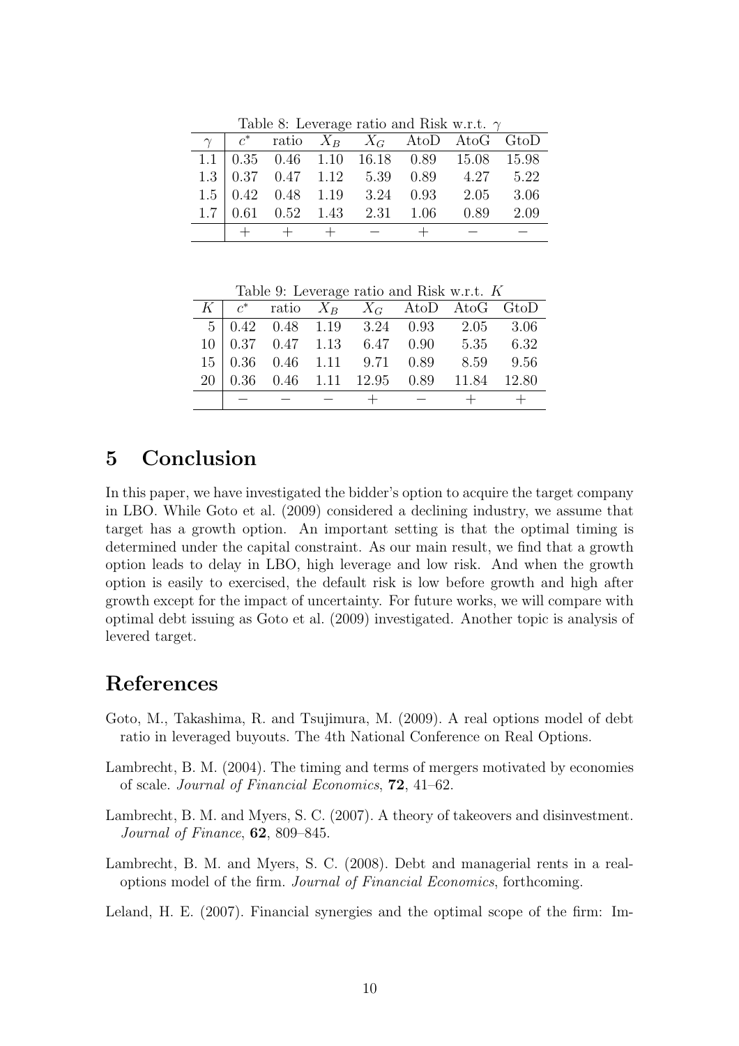Table 8: Leverage ratio and Risk w.r.t. $\gamma$

| $\gamma$ | $c^*$ | ratio | $X_B$ | $X_G$ | AtoD | AtoG | GtoD |
|---|---|---|---|---|---|---|---|
| 1.1 | 0.35 | 0.46 | 1.10 | 16.18 | 0.89 | 15.08 | 15.98 |
| 1.3 | 0.37 | 0.47 | 1.12 | 5.39 | 0.89 | 4.27 | 5.22 |
| 1.5 | 0.42 | 0.48 | 1.19 | 3.24 | 0.93 | 2.05 | 3.06 |
| 1.7 | 0.61 | 0.52 | 1.43 | 2.31 | 1.06 | 0.89 | 2.09 |
| | + | + | + | − | + | − | − |

Table 9: Leverage ratio and Risk w.r.t. $K$

| $K$ | $c^*$ | ratio | $X_B$ | $X_G$ | AtoD | AtoG | GtoD |
|---|---|---|---|---|---|---|---|
| 5 | 0.42 | 0.48 | 1.19 | 3.24 | 0.93 | 2.05 | 3.06 |
| 10 | 0.37 | 0.47 | 1.13 | 6.47 | 0.90 | 5.35 | 6.32 |
| 15 | 0.36 | 0.46 | 1.11 | 9.71 | 0.89 | 8.59 | 9.56 |
| 20 | 0.36 | 0.46 | 1.11 | 12.95 | 0.89 | 11.84 | 12.80 |
| | − | − | − | + | − | + | + |

# 5 Conclusion

In this paper, we have investigated the bidder's option to acquire the target company in LBO. While Goto et al. (2009) considered a declining industry, we assume that target has a growth option. An important setting is that the optimal timing is determined under the capital constraint. As our main result, we find that a growth option leads to delay in LBO, high leverage and low risk. And when the growth option is easily to exercised, the default risk is low before growth and high after growth except for the impact of uncertainty. For future works, we will compare with optimal debt issuing as Goto et al. (2009) investigated. Another topic is analysis of levered target.

# References

Goto, M., Takashima, R. and Tsujimura, M. (2009). A real options model of debt ratio in leveraged buyouts. The 4th National Conference on Real Options.

Lambrecht, B. M. (2004). The timing and terms of mergers motivated by economies of scale. *Journal of Financial Economics*, **72**, 41–62.

Lambrecht, B. M. and Myers, S. C. (2007). A theory of takeovers and disinvestment. *Journal of Finance*, **62**, 809–845.

Lambrecht, B. M. and Myers, S. C. (2008). Debt and managerial rents in a real-options model of the firm. *Journal of Financial Economics*, forthcoming.

Leland, H. E. (2007). Financial synergies and the optimal scope of the firm: Im-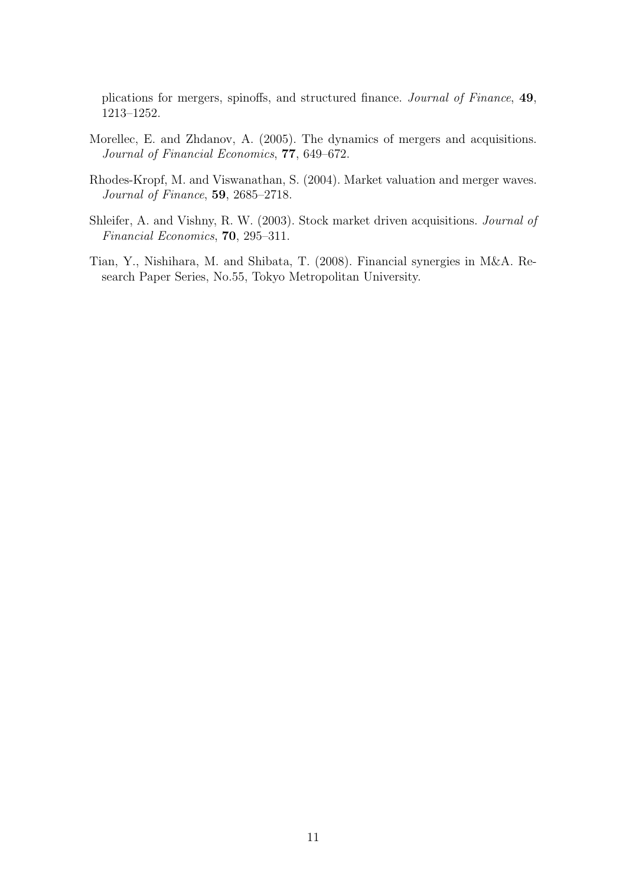plications for mergers, spinoffs, and structured finance. *Journal of Finance*, **49**, 1213–1252.

Morellec, E. and Zhdanov, A. (2005). The dynamics of mergers and acquisitions. *Journal of Financial Economics*, **77**, 649–672.

Rhodes-Kropf, M. and Viswanathan, S. (2004). Market valuation and merger waves. *Journal of Finance*, **59**, 2685–2718.

Shleifer, A. and Vishny, R. W. (2003). Stock market driven acquisitions. *Journal of Financial Economics*, **70**, 295–311.

Tian, Y., Nishihara, M. and Shibata, T. (2008). Financial synergies in M&A. Research Paper Series, No.55, Tokyo Metropolitan University.